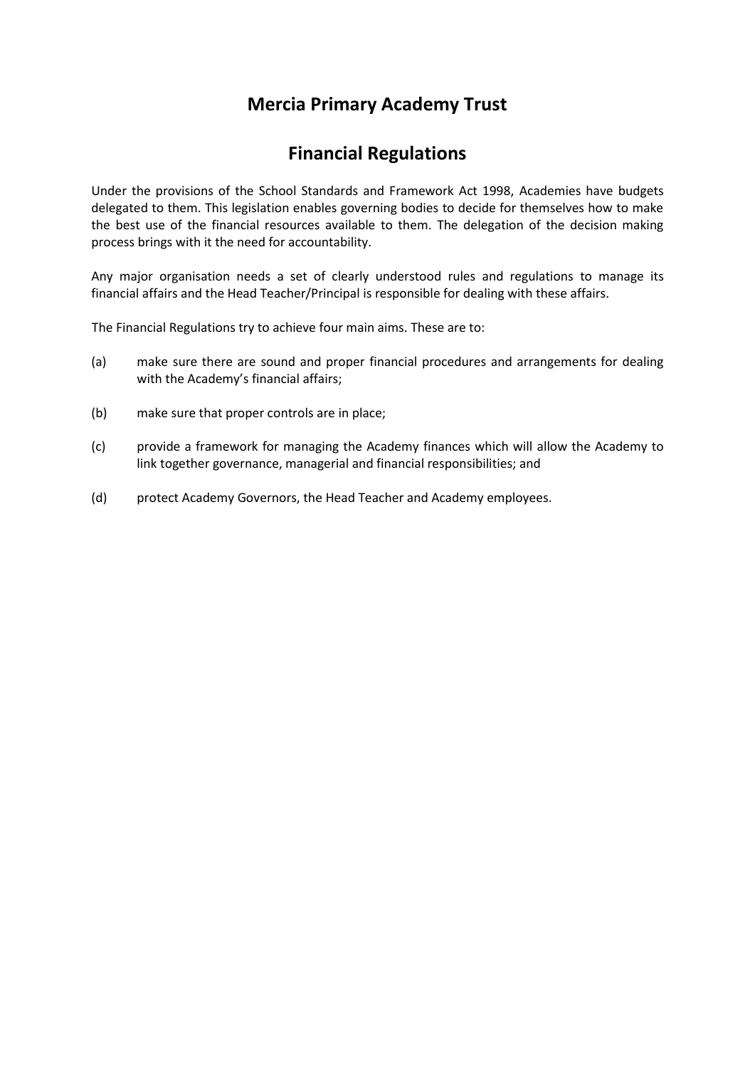# Mercia Primary Academy Trust

## Financial Regulations

Under the provisions of the School Standards and Framework Act 1998, Academies have budgets delegated to them. This legislation enables governing bodies to decide for themselves how to make the best use of the financial resources available to them. The delegation of the decision making process brings with it the need for accountability.

Any major organisation needs a set of clearly understood rules and regulations to manage its financial affairs and the Head Teacher/Principal is responsible for dealing with these affairs.

The Financial Regulations try to achieve four main aims. These are to:

(a) make sure there are sound and proper financial procedures and arrangements for dealing with the Academy's financial affairs;

(b) make sure that proper controls are in place;

(c) provide a framework for managing the Academy finances which will allow the Academy to link together governance, managerial and financial responsibilities; and

(d) protect Academy Governors, the Head Teacher and Academy employees.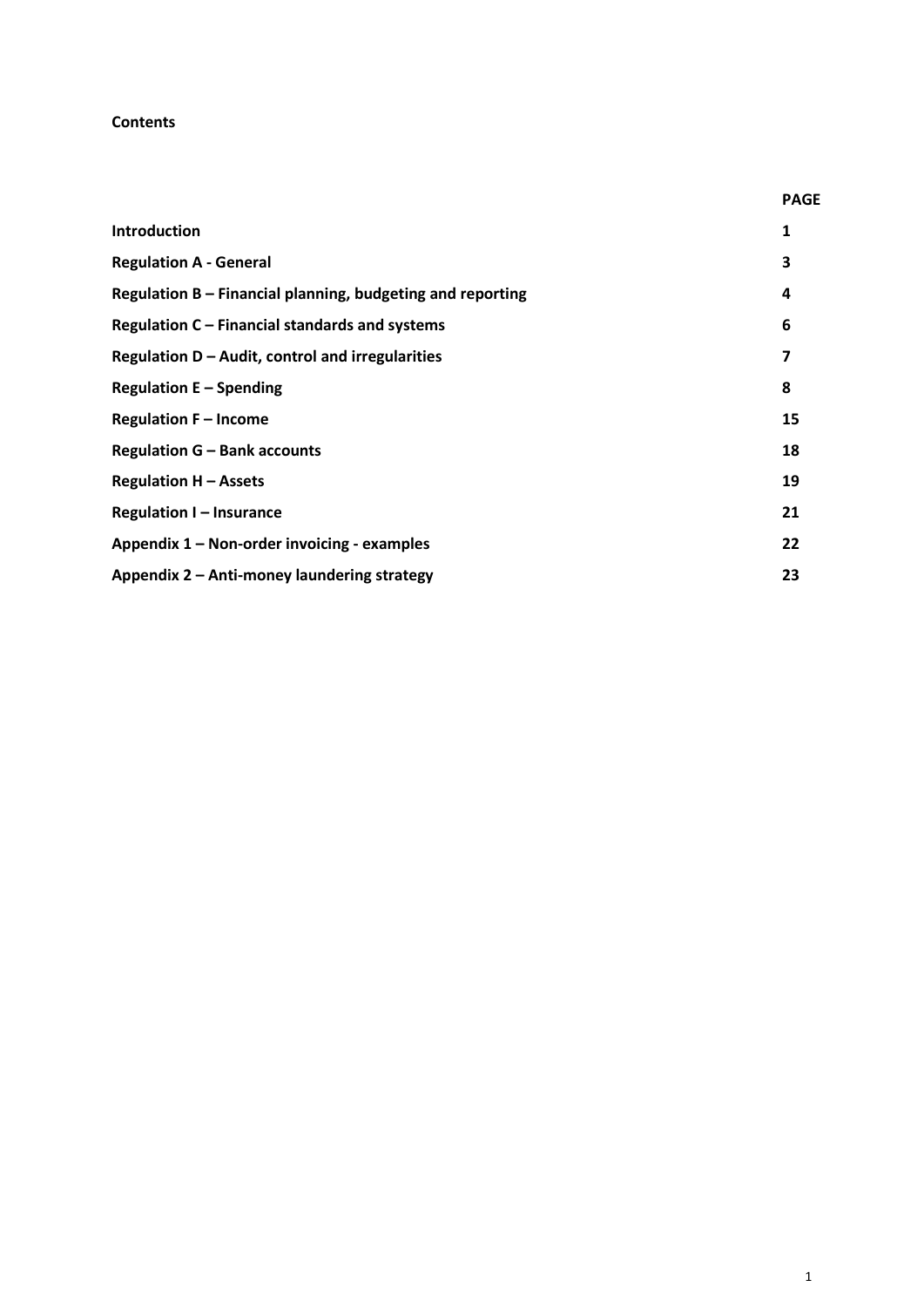**Contents**

| | PAGE |
|---|---|
| **Introduction** | **1** |
| **Regulation A - General** | **3** |
| **Regulation B – Financial planning, budgeting and reporting** | **4** |
| **Regulation C – Financial standards and systems** | **6** |
| **Regulation D – Audit, control and irregularities** | **7** |
| **Regulation E – Spending** | **8** |
| **Regulation F – Income** | **15** |
| **Regulation G – Bank accounts** | **18** |
| **Regulation H – Assets** | **19** |
| **Regulation I – Insurance** | **21** |
| **Appendix 1 – Non-order invoicing - examples** | **22** |
| **Appendix 2 – Anti-money laundering strategy** | **23** |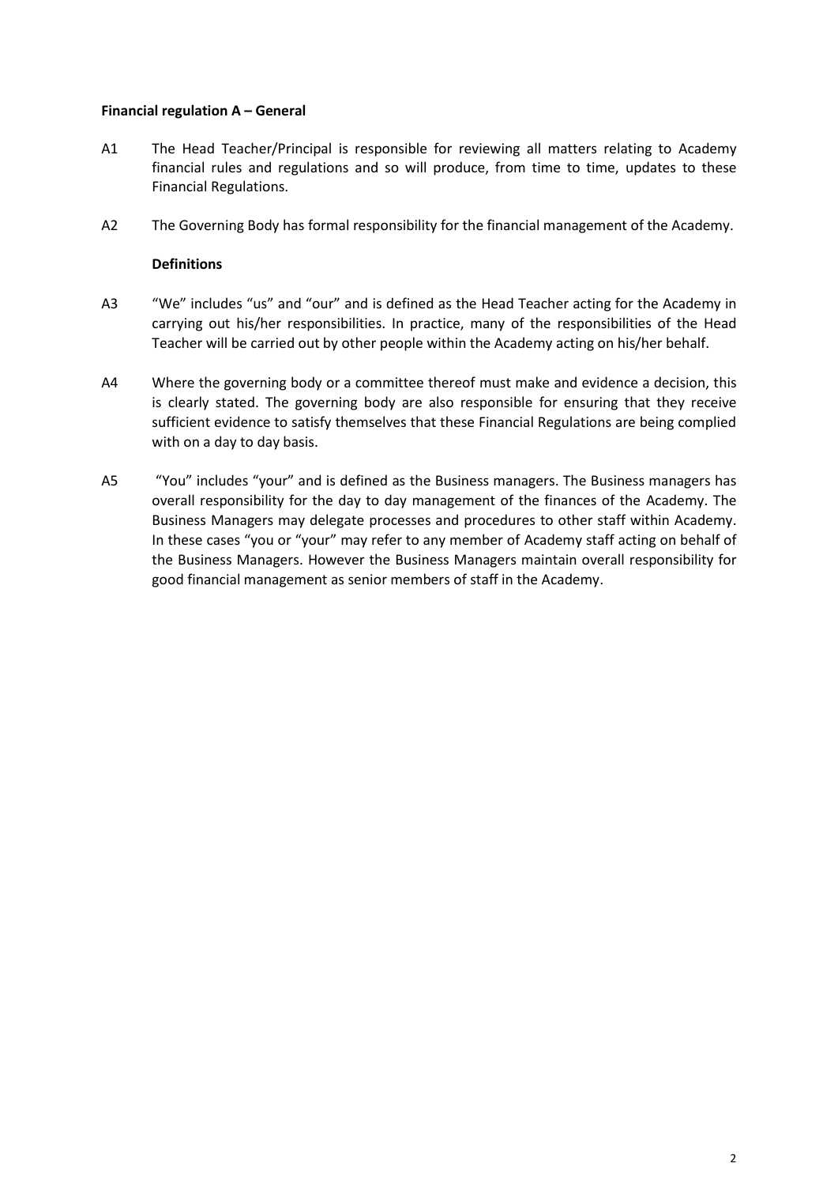**Financial regulation A – General**

A1 The Head Teacher/Principal is responsible for reviewing all matters relating to Academy financial rules and regulations and so will produce, from time to time, updates to these Financial Regulations.

A2 The Governing Body has formal responsibility for the financial management of the Academy.

**Definitions**

A3 "We" includes "us" and "our" and is defined as the Head Teacher acting for the Academy in carrying out his/her responsibilities. In practice, many of the responsibilities of the Head Teacher will be carried out by other people within the Academy acting on his/her behalf.

A4 Where the governing body or a committee thereof must make and evidence a decision, this is clearly stated. The governing body are also responsible for ensuring that they receive sufficient evidence to satisfy themselves that these Financial Regulations are being complied with on a day to day basis.

A5 "You" includes "your" and is defined as the Business managers. The Business managers has overall responsibility for the day to day management of the finances of the Academy. The Business Managers may delegate processes and procedures to other staff within Academy. In these cases "you or "your" may refer to any member of Academy staff acting on behalf of the Business Managers. However the Business Managers maintain overall responsibility for good financial management as senior members of staff in the Academy.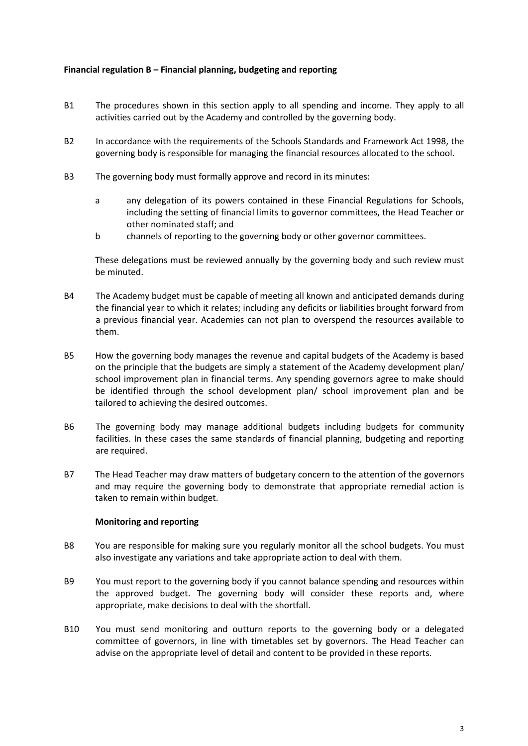**Financial regulation B – Financial planning, budgeting and reporting**

B1 The procedures shown in this section apply to all spending and income. They apply to all activities carried out by the Academy and controlled by the governing body.

B2 In accordance with the requirements of the Schools Standards and Framework Act 1998, the governing body is responsible for managing the financial resources allocated to the school.

B3 The governing body must formally approve and record in its minutes:

a any delegation of its powers contained in these Financial Regulations for Schools, including the setting of financial limits to governor committees, the Head Teacher or other nominated staff; and

b channels of reporting to the governing body or other governor committees.

These delegations must be reviewed annually by the governing body and such review must be minuted.

B4 The Academy budget must be capable of meeting all known and anticipated demands during the financial year to which it relates; including any deficits or liabilities brought forward from a previous financial year. Academies can not plan to overspend the resources available to them.

B5 How the governing body manages the revenue and capital budgets of the Academy is based on the principle that the budgets are simply a statement of the Academy development plan/ school improvement plan in financial terms. Any spending governors agree to make should be identified through the school development plan/ school improvement plan and be tailored to achieving the desired outcomes.

B6 The governing body may manage additional budgets including budgets for community facilities. In these cases the same standards of financial planning, budgeting and reporting are required.

B7 The Head Teacher may draw matters of budgetary concern to the attention of the governors and may require the governing body to demonstrate that appropriate remedial action is taken to remain within budget.

**Monitoring and reporting**

B8 You are responsible for making sure you regularly monitor all the school budgets. You must also investigate any variations and take appropriate action to deal with them.

B9 You must report to the governing body if you cannot balance spending and resources within the approved budget. The governing body will consider these reports and, where appropriate, make decisions to deal with the shortfall.

B10 You must send monitoring and outturn reports to the governing body or a delegated committee of governors, in line with timetables set by governors. The Head Teacher can advise on the appropriate level of detail and content to be provided in these reports.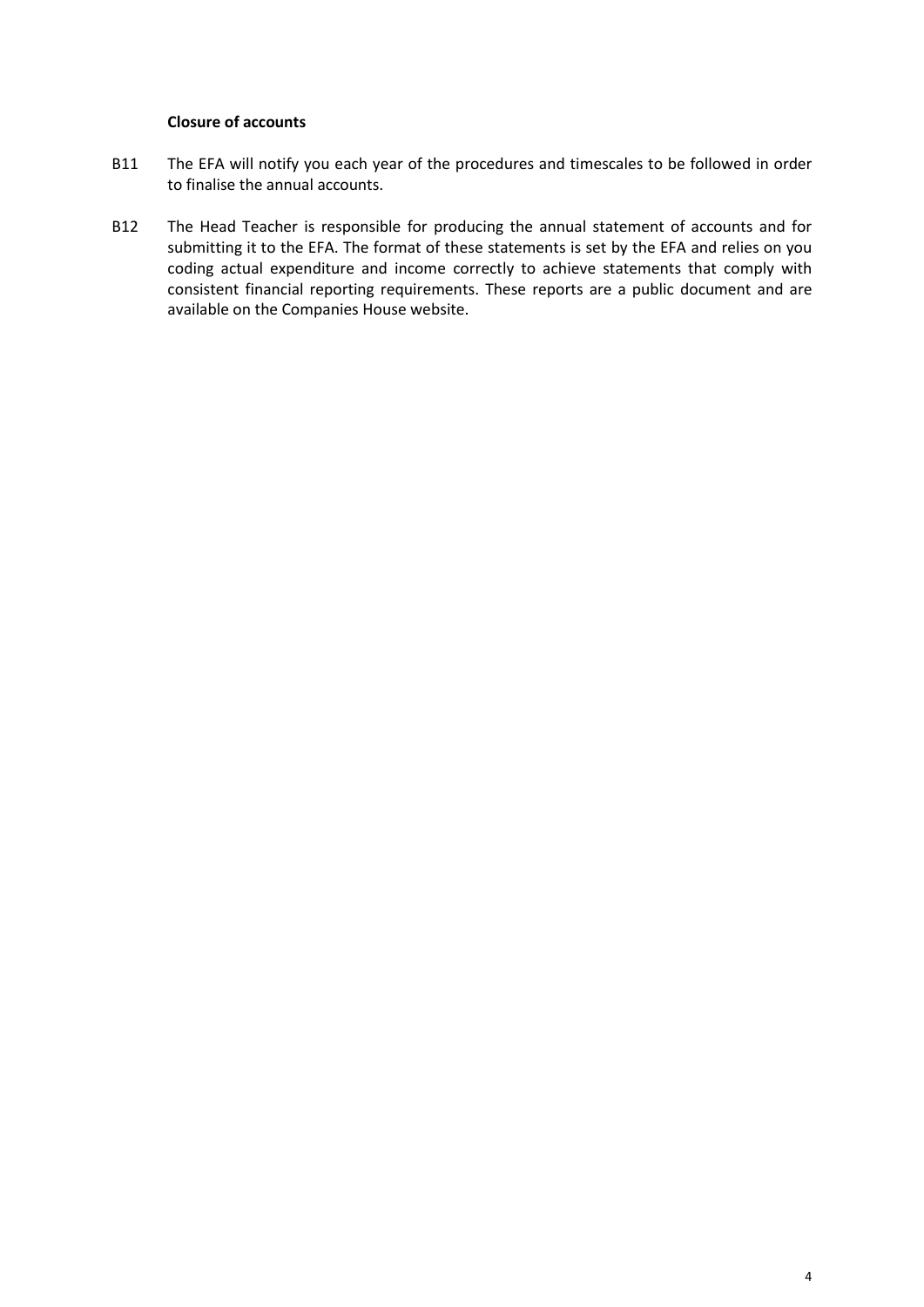**Closure of accounts**

B11 The EFA will notify you each year of the procedures and timescales to be followed in order to finalise the annual accounts.

B12 The Head Teacher is responsible for producing the annual statement of accounts and for submitting it to the EFA. The format of these statements is set by the EFA and relies on you coding actual expenditure and income correctly to achieve statements that comply with consistent financial reporting requirements. These reports are a public document and are available on the Companies House website.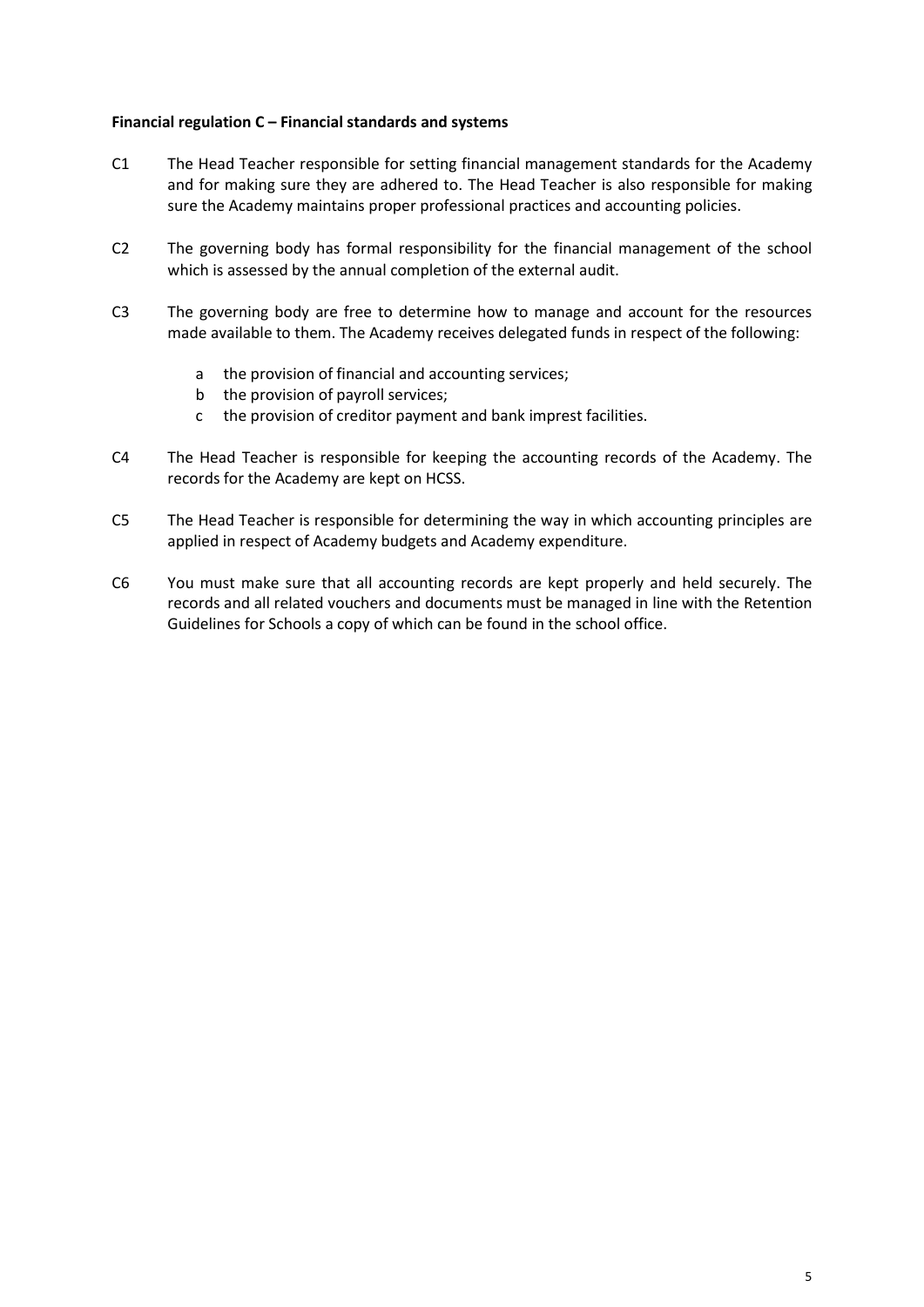**Financial regulation C – Financial standards and systems**

C1 The Head Teacher responsible for setting financial management standards for the Academy and for making sure they are adhered to. The Head Teacher is also responsible for making sure the Academy maintains proper professional practices and accounting policies.

C2 The governing body has formal responsibility for the financial management of the school which is assessed by the annual completion of the external audit.

C3 The governing body are free to determine how to manage and account for the resources made available to them. The Academy receives delegated funds in respect of the following:

- a the provision of financial and accounting services;
- b the provision of payroll services;
- c the provision of creditor payment and bank imprest facilities.

C4 The Head Teacher is responsible for keeping the accounting records of the Academy. The records for the Academy are kept on HCSS.

C5 The Head Teacher is responsible for determining the way in which accounting principles are applied in respect of Academy budgets and Academy expenditure.

C6 You must make sure that all accounting records are kept properly and held securely. The records and all related vouchers and documents must be managed in line with the Retention Guidelines for Schools a copy of which can be found in the school office.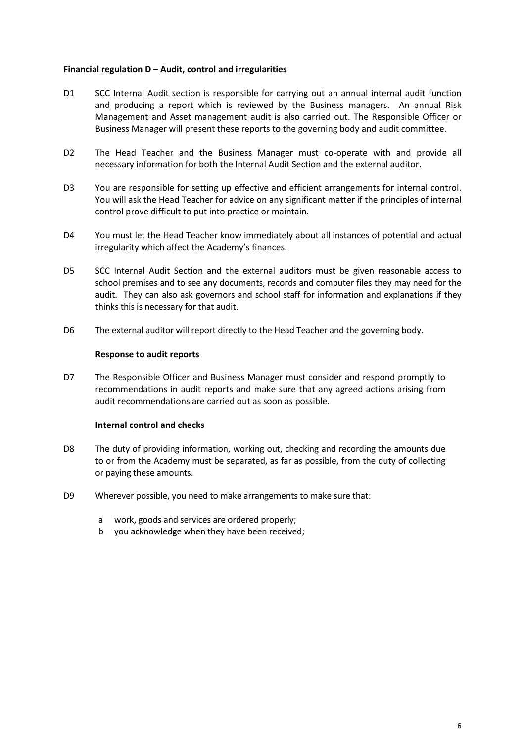**Financial regulation D – Audit, control and irregularities**

D1 SCC Internal Audit section is responsible for carrying out an annual internal audit function and producing a report which is reviewed by the Business managers. An annual Risk Management and Asset management audit is also carried out. The Responsible Officer or Business Manager will present these reports to the governing body and audit committee.

D2 The Head Teacher and the Business Manager must co-operate with and provide all necessary information for both the Internal Audit Section and the external auditor.

D3 You are responsible for setting up effective and efficient arrangements for internal control. You will ask the Head Teacher for advice on any significant matter if the principles of internal control prove difficult to put into practice or maintain.

D4 You must let the Head Teacher know immediately about all instances of potential and actual irregularity which affect the Academy's finances.

D5 SCC Internal Audit Section and the external auditors must be given reasonable access to school premises and to see any documents, records and computer files they may need for the audit. They can also ask governors and school staff for information and explanations if they thinks this is necessary for that audit.

D6 The external auditor will report directly to the Head Teacher and the governing body.

**Response to audit reports**

D7 The Responsible Officer and Business Manager must consider and respond promptly to recommendations in audit reports and make sure that any agreed actions arising from audit recommendations are carried out as soon as possible.

**Internal control and checks**

D8 The duty of providing information, working out, checking and recording the amounts due to or from the Academy must be separated, as far as possible, from the duty of collecting or paying these amounts.

D9 Wherever possible, you need to make arrangements to make sure that:

- a work, goods and services are ordered properly;
- b you acknowledge when they have been received;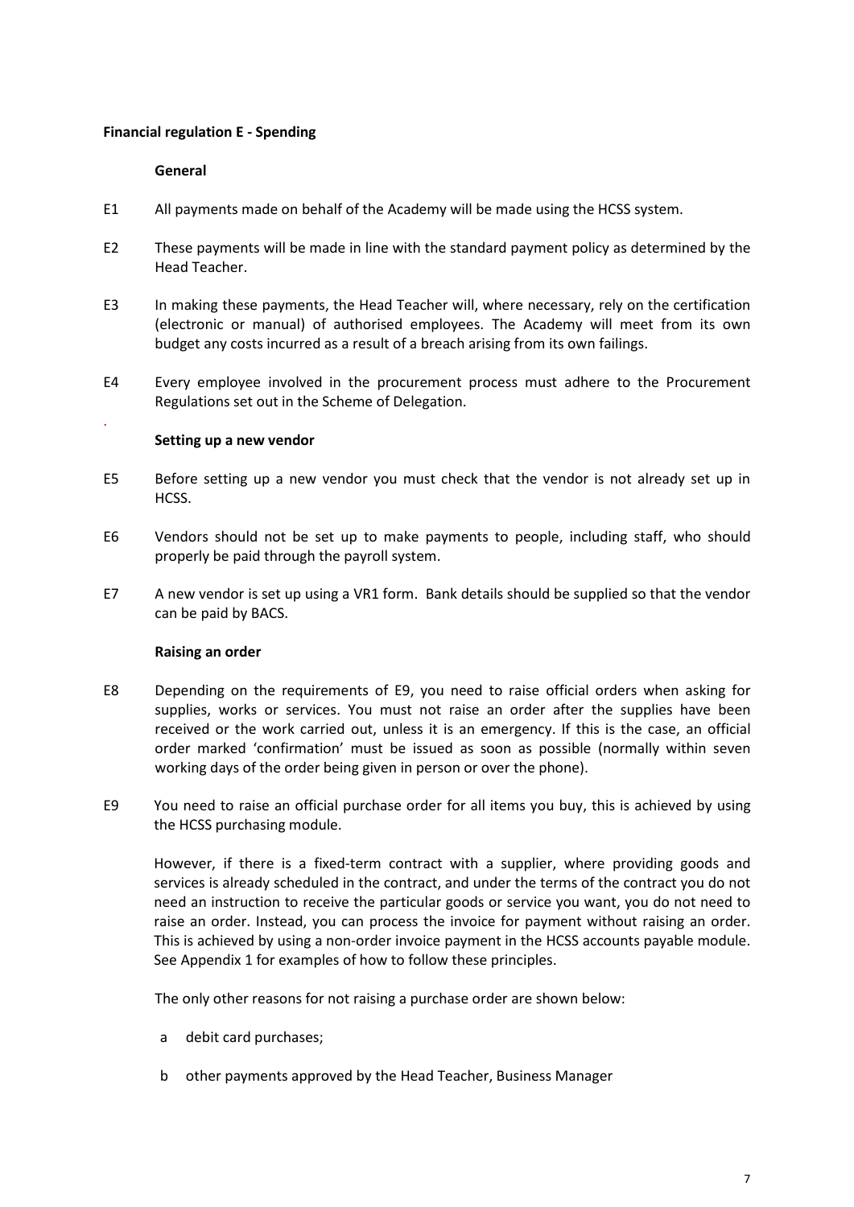**Financial regulation E - Spending**

**General**

E1 All payments made on behalf of the Academy will be made using the HCSS system.

E2 These payments will be made in line with the standard payment policy as determined by the Head Teacher.

E3 In making these payments, the Head Teacher will, where necessary, rely on the certification (electronic or manual) of authorised employees. The Academy will meet from its own budget any costs incurred as a result of a breach arising from its own failings.

E4 Every employee involved in the procurement process must adhere to the Procurement Regulations set out in the Scheme of Delegation.

**Setting up a new vendor**

E5 Before setting up a new vendor you must check that the vendor is not already set up in HCSS.

E6 Vendors should not be set up to make payments to people, including staff, who should properly be paid through the payroll system.

E7 A new vendor is set up using a VR1 form. Bank details should be supplied so that the vendor can be paid by BACS.

**Raising an order**

E8 Depending on the requirements of E9, you need to raise official orders when asking for supplies, works or services. You must not raise an order after the supplies have been received or the work carried out, unless it is an emergency. If this is the case, an official order marked 'confirmation' must be issued as soon as possible (normally within seven working days of the order being given in person or over the phone).

E9 You need to raise an official purchase order for all items you buy, this is achieved by using the HCSS purchasing module.

However, if there is a fixed-term contract with a supplier, where providing goods and services is already scheduled in the contract, and under the terms of the contract you do not need an instruction to receive the particular goods or service you want, you do not need to raise an order. Instead, you can process the invoice for payment without raising an order. This is achieved by using a non-order invoice payment in the HCSS accounts payable module. See Appendix 1 for examples of how to follow these principles.

The only other reasons for not raising a purchase order are shown below:

a debit card purchases;

b other payments approved by the Head Teacher, Business Manager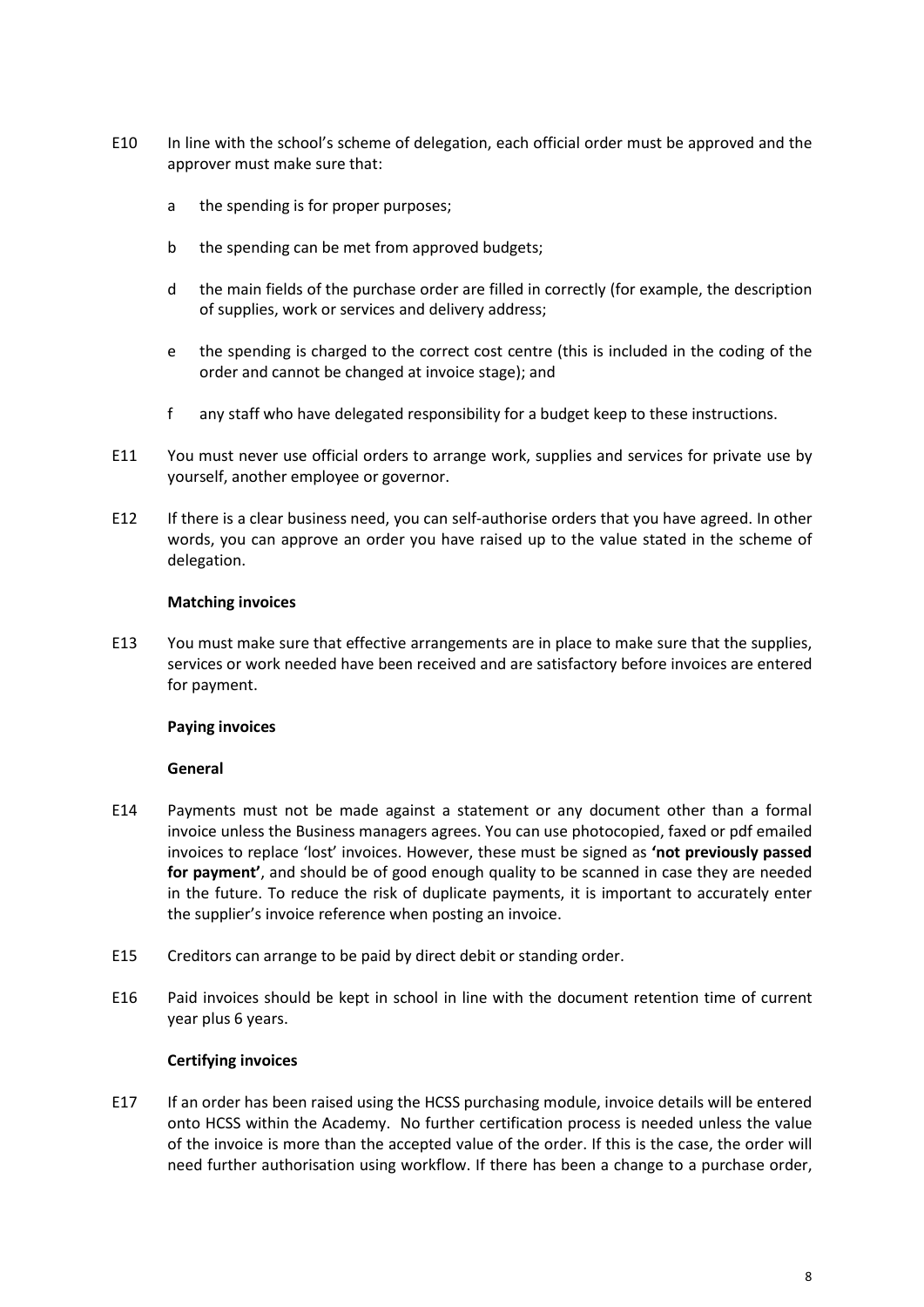E10 In line with the school's scheme of delegation, each official order must be approved and the approver must make sure that:

a the spending is for proper purposes;

b the spending can be met from approved budgets;

d the main fields of the purchase order are filled in correctly (for example, the description of supplies, work or services and delivery address;

e the spending is charged to the correct cost centre (this is included in the coding of the order and cannot be changed at invoice stage); and

f any staff who have delegated responsibility for a budget keep to these instructions.

E11 You must never use official orders to arrange work, supplies and services for private use by yourself, another employee or governor.

E12 If there is a clear business need, you can self-authorise orders that you have agreed. In other words, you can approve an order you have raised up to the value stated in the scheme of delegation.

**Matching invoices**

E13 You must make sure that effective arrangements are in place to make sure that the supplies, services or work needed have been received and are satisfactory before invoices are entered for payment.

**Paying invoices**

**General**

E14 Payments must not be made against a statement or any document other than a formal invoice unless the Business managers agrees. You can use photocopied, faxed or pdf emailed invoices to replace 'lost' invoices. However, these must be signed as **'not previously passed for payment'**, and should be of good enough quality to be scanned in case they are needed in the future. To reduce the risk of duplicate payments, it is important to accurately enter the supplier's invoice reference when posting an invoice.

E15 Creditors can arrange to be paid by direct debit or standing order.

E16 Paid invoices should be kept in school in line with the document retention time of current year plus 6 years.

**Certifying invoices**

E17 If an order has been raised using the HCSS purchasing module, invoice details will be entered onto HCSS within the Academy. No further certification process is needed unless the value of the invoice is more than the accepted value of the order. If this is the case, the order will need further authorisation using workflow. If there has been a change to a purchase order,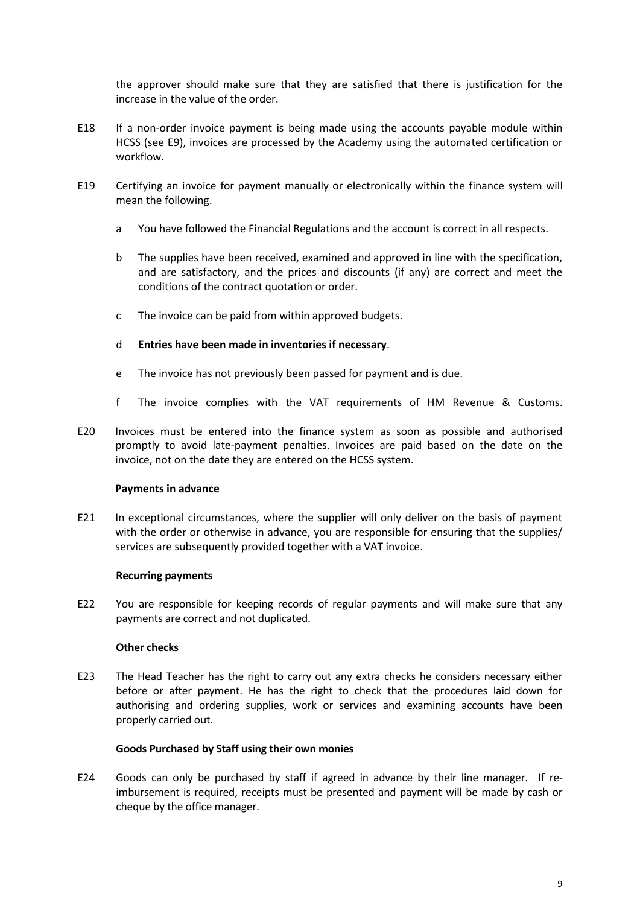the approver should make sure that they are satisfied that there is justification for the increase in the value of the order.

E18 If a non-order invoice payment is being made using the accounts payable module within HCSS (see E9), invoices are processed by the Academy using the automated certification or workflow.

E19 Certifying an invoice for payment manually or electronically within the finance system will mean the following.

a You have followed the Financial Regulations and the account is correct in all respects.

b The supplies have been received, examined and approved in line with the specification, and are satisfactory, and the prices and discounts (if any) are correct and meet the conditions of the contract quotation or order.

c The invoice can be paid from within approved budgets.

d **Entries have been made in inventories if necessary**.

e The invoice has not previously been passed for payment and is due.

f The invoice complies with the VAT requirements of HM Revenue & Customs.

E20 Invoices must be entered into the finance system as soon as possible and authorised promptly to avoid late-payment penalties. Invoices are paid based on the date on the invoice, not on the date they are entered on the HCSS system.

**Payments in advance**

E21 In exceptional circumstances, where the supplier will only deliver on the basis of payment with the order or otherwise in advance, you are responsible for ensuring that the supplies/ services are subsequently provided together with a VAT invoice.

**Recurring payments**

E22 You are responsible for keeping records of regular payments and will make sure that any payments are correct and not duplicated.

**Other checks**

E23 The Head Teacher has the right to carry out any extra checks he considers necessary either before or after payment. He has the right to check that the procedures laid down for authorising and ordering supplies, work or services and examining accounts have been properly carried out.

**Goods Purchased by Staff using their own monies**

E24 Goods can only be purchased by staff if agreed in advance by their line manager. If re-imbursement is required, receipts must be presented and payment will be made by cash or cheque by the office manager.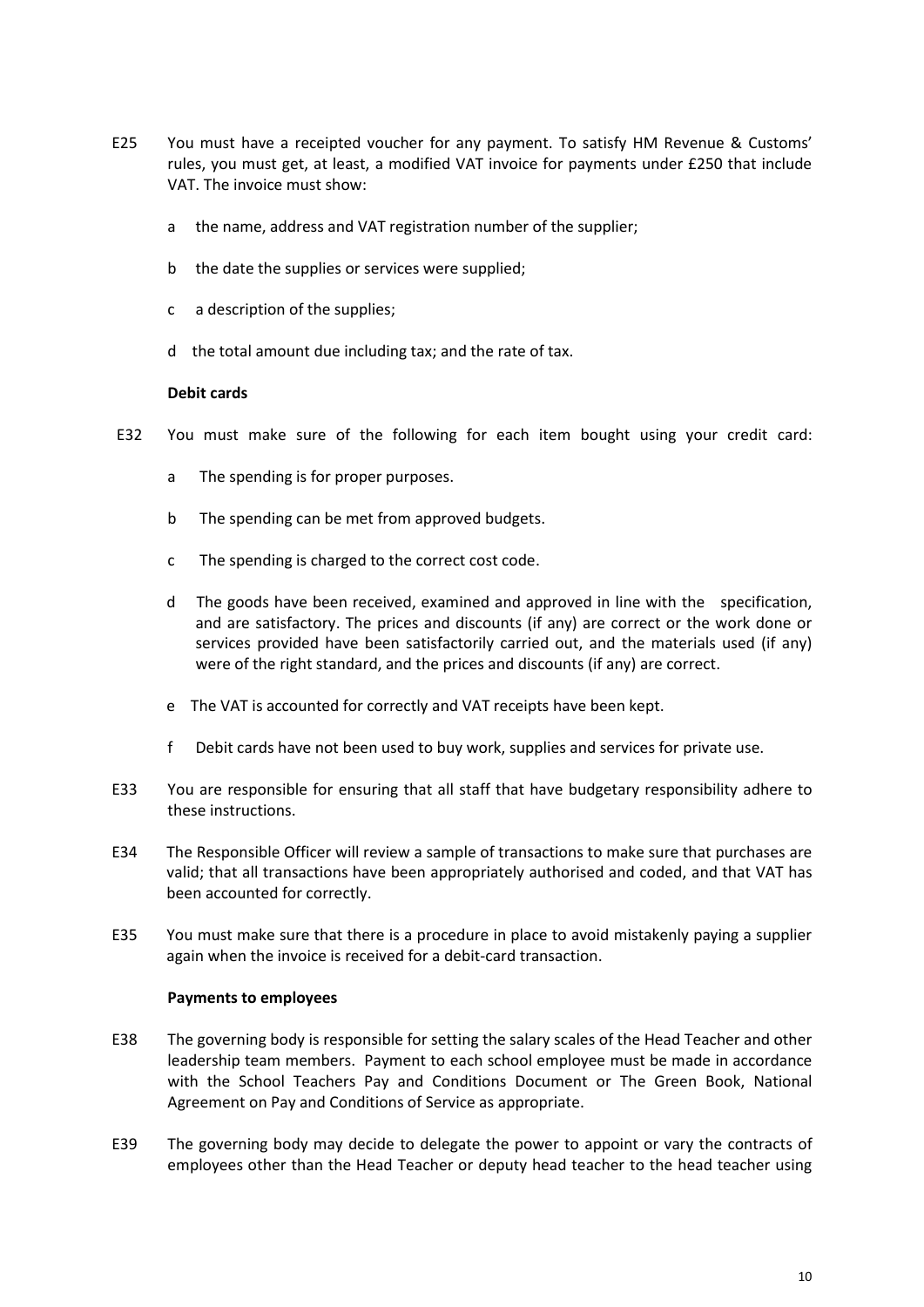E25 You must have a receipted voucher for any payment. To satisfy HM Revenue & Customs' rules, you must get, at least, a modified VAT invoice for payments under £250 that include VAT. The invoice must show:

a the name, address and VAT registration number of the supplier;

b the date the supplies or services were supplied;

c a description of the supplies;

d the total amount due including tax; and the rate of tax.

**Debit cards**

E32 You must make sure of the following for each item bought using your credit card:

a The spending is for proper purposes.

b The spending can be met from approved budgets.

c The spending is charged to the correct cost code.

d The goods have been received, examined and approved in line with the specification, and are satisfactory. The prices and discounts (if any) are correct or the work done or services provided have been satisfactorily carried out, and the materials used (if any) were of the right standard, and the prices and discounts (if any) are correct.

e The VAT is accounted for correctly and VAT receipts have been kept.

f Debit cards have not been used to buy work, supplies and services for private use.

E33 You are responsible for ensuring that all staff that have budgetary responsibility adhere to these instructions.

E34 The Responsible Officer will review a sample of transactions to make sure that purchases are valid; that all transactions have been appropriately authorised and coded, and that VAT has been accounted for correctly.

E35 You must make sure that there is a procedure in place to avoid mistakenly paying a supplier again when the invoice is received for a debit-card transaction.

**Payments to employees**

E38 The governing body is responsible for setting the salary scales of the Head Teacher and other leadership team members. Payment to each school employee must be made in accordance with the School Teachers Pay and Conditions Document or The Green Book, National Agreement on Pay and Conditions of Service as appropriate.

E39 The governing body may decide to delegate the power to appoint or vary the contracts of employees other than the Head Teacher or deputy head teacher to the head teacher using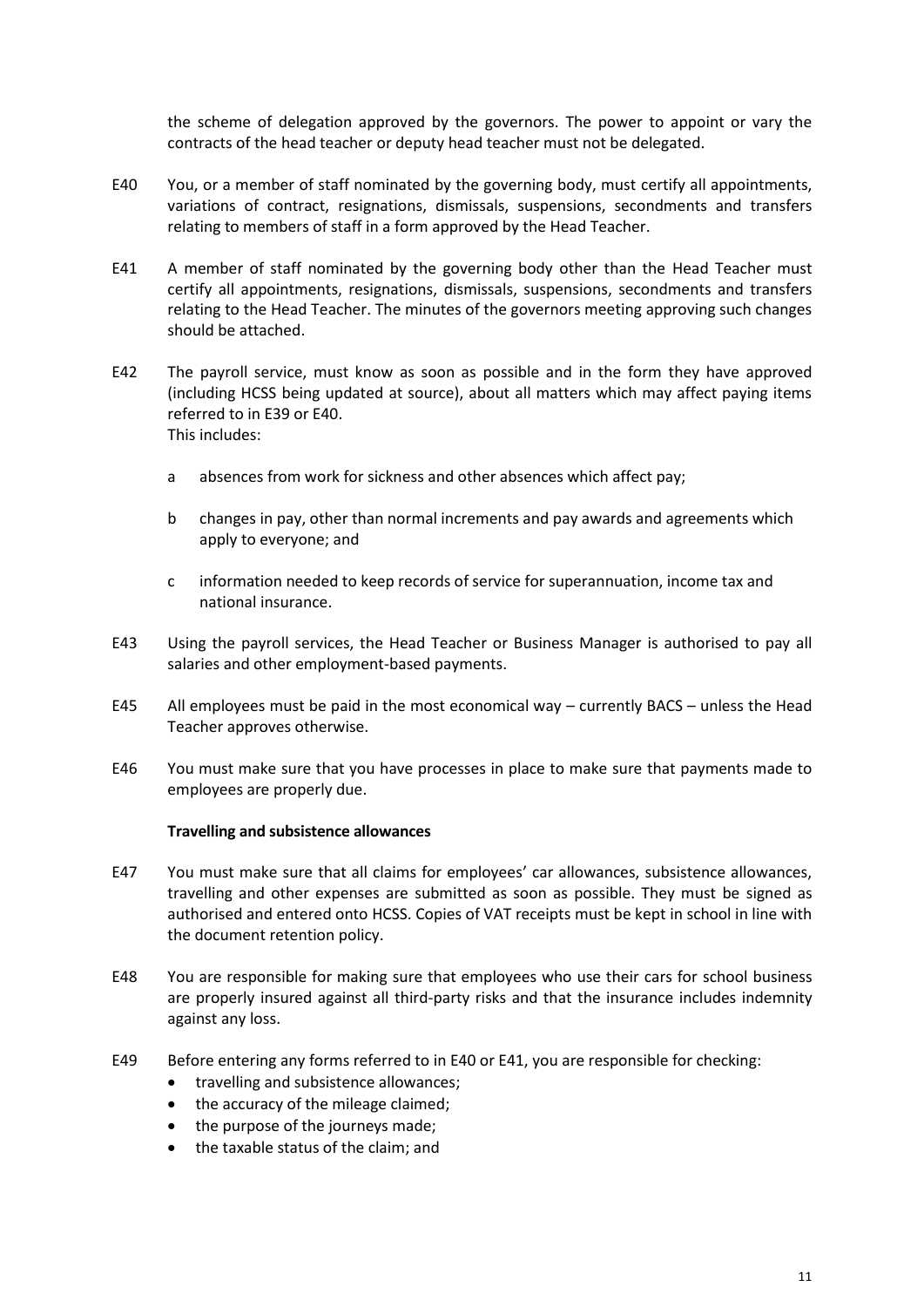the scheme of delegation approved by the governors. The power to appoint or vary the contracts of the head teacher or deputy head teacher must not be delegated.

E40 You, or a member of staff nominated by the governing body, must certify all appointments, variations of contract, resignations, dismissals, suspensions, secondments and transfers relating to members of staff in a form approved by the Head Teacher.

E41 A member of staff nominated by the governing body other than the Head Teacher must certify all appointments, resignations, dismissals, suspensions, secondments and transfers relating to the Head Teacher. The minutes of the governors meeting approving such changes should be attached.

E42 The payroll service, must know as soon as possible and in the form they have approved (including HCSS being updated at source), about all matters which may affect paying items referred to in E39 or E40.
This includes:

- a absences from work for sickness and other absences which affect pay;
- b changes in pay, other than normal increments and pay awards and agreements which apply to everyone; and
- c information needed to keep records of service for superannuation, income tax and national insurance.

E43 Using the payroll services, the Head Teacher or Business Manager is authorised to pay all salaries and other employment-based payments.

E45 All employees must be paid in the most economical way – currently BACS – unless the Head Teacher approves otherwise.

E46 You must make sure that you have processes in place to make sure that payments made to employees are properly due.

**Travelling and subsistence allowances**

E47 You must make sure that all claims for employees' car allowances, subsistence allowances, travelling and other expenses are submitted as soon as possible. They must be signed as authorised and entered onto HCSS. Copies of VAT receipts must be kept in school in line with the document retention policy.

E48 You are responsible for making sure that employees who use their cars for school business are properly insured against all third-party risks and that the insurance includes indemnity against any loss.

E49 Before entering any forms referred to in E40 or E41, you are responsible for checking:

- travelling and subsistence allowances;
- the accuracy of the mileage claimed;
- the purpose of the journeys made;
- the taxable status of the claim; and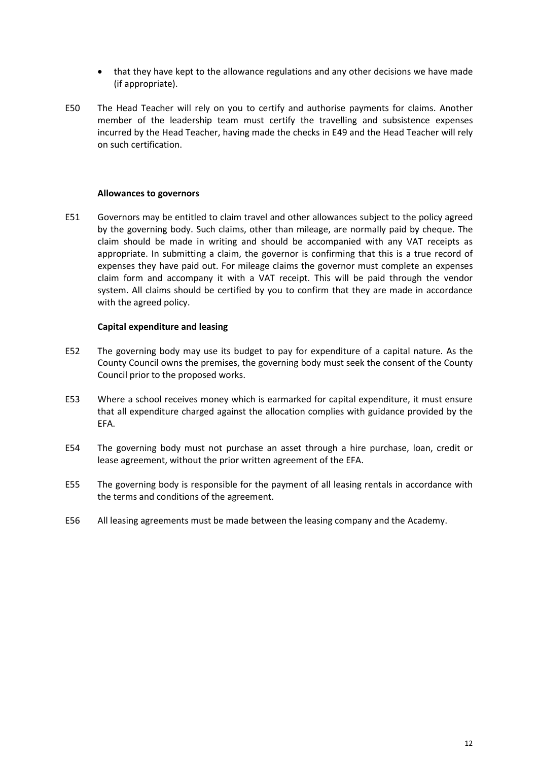- that they have kept to the allowance regulations and any other decisions we have made (if appropriate).

E50 The Head Teacher will rely on you to certify and authorise payments for claims. Another member of the leadership team must certify the travelling and subsistence expenses incurred by the Head Teacher, having made the checks in E49 and the Head Teacher will rely on such certification.

**Allowances to governors**

E51 Governors may be entitled to claim travel and other allowances subject to the policy agreed by the governing body. Such claims, other than mileage, are normally paid by cheque. The claim should be made in writing and should be accompanied with any VAT receipts as appropriate. In submitting a claim, the governor is confirming that this is a true record of expenses they have paid out. For mileage claims the governor must complete an expenses claim form and accompany it with a VAT receipt. This will be paid through the vendor system. All claims should be certified by you to confirm that they are made in accordance with the agreed policy.

**Capital expenditure and leasing**

E52 The governing body may use its budget to pay for expenditure of a capital nature. As the County Council owns the premises, the governing body must seek the consent of the County Council prior to the proposed works.

E53 Where a school receives money which is earmarked for capital expenditure, it must ensure that all expenditure charged against the allocation complies with guidance provided by the EFA.

E54 The governing body must not purchase an asset through a hire purchase, loan, credit or lease agreement, without the prior written agreement of the EFA.

E55 The governing body is responsible for the payment of all leasing rentals in accordance with the terms and conditions of the agreement.

E56 All leasing agreements must be made between the leasing company and the Academy.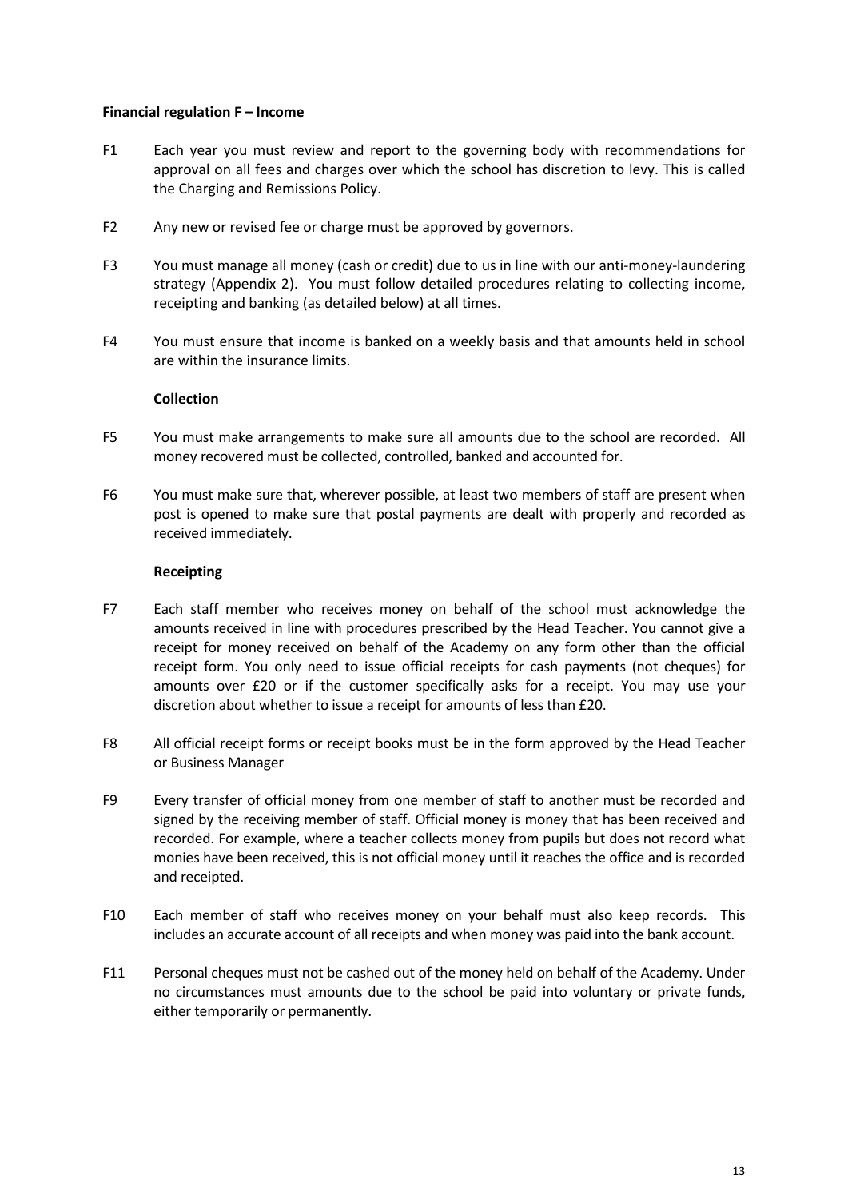**Financial regulation F – Income**

F1 Each year you must review and report to the governing body with recommendations for approval on all fees and charges over which the school has discretion to levy. This is called the Charging and Remissions Policy.

F2 Any new or revised fee or charge must be approved by governors.

F3 You must manage all money (cash or credit) due to us in line with our anti-money-laundering strategy (Appendix 2). You must follow detailed procedures relating to collecting income, receipting and banking (as detailed below) at all times.

F4 You must ensure that income is banked on a weekly basis and that amounts held in school are within the insurance limits.

**Collection**

F5 You must make arrangements to make sure all amounts due to the school are recorded. All money recovered must be collected, controlled, banked and accounted for.

F6 You must make sure that, wherever possible, at least two members of staff are present when post is opened to make sure that postal payments are dealt with properly and recorded as received immediately.

**Receipting**

F7 Each staff member who receives money on behalf of the school must acknowledge the amounts received in line with procedures prescribed by the Head Teacher. You cannot give a receipt for money received on behalf of the Academy on any form other than the official receipt form. You only need to issue official receipts for cash payments (not cheques) for amounts over £20 or if the customer specifically asks for a receipt. You may use your discretion about whether to issue a receipt for amounts of less than £20.

F8 All official receipt forms or receipt books must be in the form approved by the Head Teacher or Business Manager

F9 Every transfer of official money from one member of staff to another must be recorded and signed by the receiving member of staff. Official money is money that has been received and recorded. For example, where a teacher collects money from pupils but does not record what monies have been received, this is not official money until it reaches the office and is recorded and receipted.

F10 Each member of staff who receives money on your behalf must also keep records. This includes an accurate account of all receipts and when money was paid into the bank account.

F11 Personal cheques must not be cashed out of the money held on behalf of the Academy. Under no circumstances must amounts due to the school be paid into voluntary or private funds, either temporarily or permanently.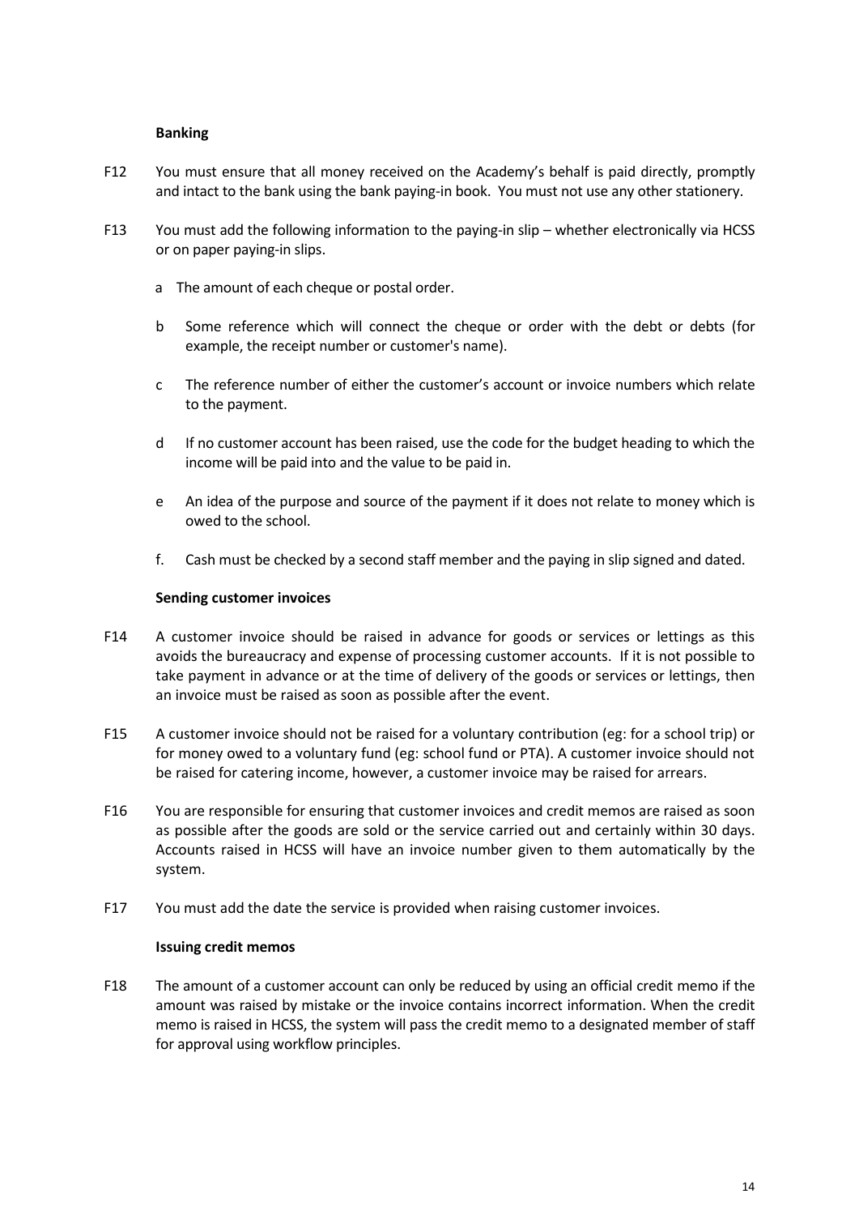**Banking**

F12 You must ensure that all money received on the Academy's behalf is paid directly, promptly and intact to the bank using the bank paying-in book. You must not use any other stationery.

F13 You must add the following information to the paying-in slip – whether electronically via HCSS or on paper paying-in slips.

a The amount of each cheque or postal order.

b Some reference which will connect the cheque or order with the debt or debts (for example, the receipt number or customer's name).

c The reference number of either the customer's account or invoice numbers which relate to the payment.

d If no customer account has been raised, use the code for the budget heading to which the income will be paid into and the value to be paid in.

e An idea of the purpose and source of the payment if it does not relate to money which is owed to the school.

f. Cash must be checked by a second staff member and the paying in slip signed and dated.

**Sending customer invoices**

F14 A customer invoice should be raised in advance for goods or services or lettings as this avoids the bureaucracy and expense of processing customer accounts. If it is not possible to take payment in advance or at the time of delivery of the goods or services or lettings, then an invoice must be raised as soon as possible after the event.

F15 A customer invoice should not be raised for a voluntary contribution (eg: for a school trip) or for money owed to a voluntary fund (eg: school fund or PTA). A customer invoice should not be raised for catering income, however, a customer invoice may be raised for arrears.

F16 You are responsible for ensuring that customer invoices and credit memos are raised as soon as possible after the goods are sold or the service carried out and certainly within 30 days. Accounts raised in HCSS will have an invoice number given to them automatically by the system.

F17 You must add the date the service is provided when raising customer invoices.

**Issuing credit memos**

F18 The amount of a customer account can only be reduced by using an official credit memo if the amount was raised by mistake or the invoice contains incorrect information. When the credit memo is raised in HCSS, the system will pass the credit memo to a designated member of staff for approval using workflow principles.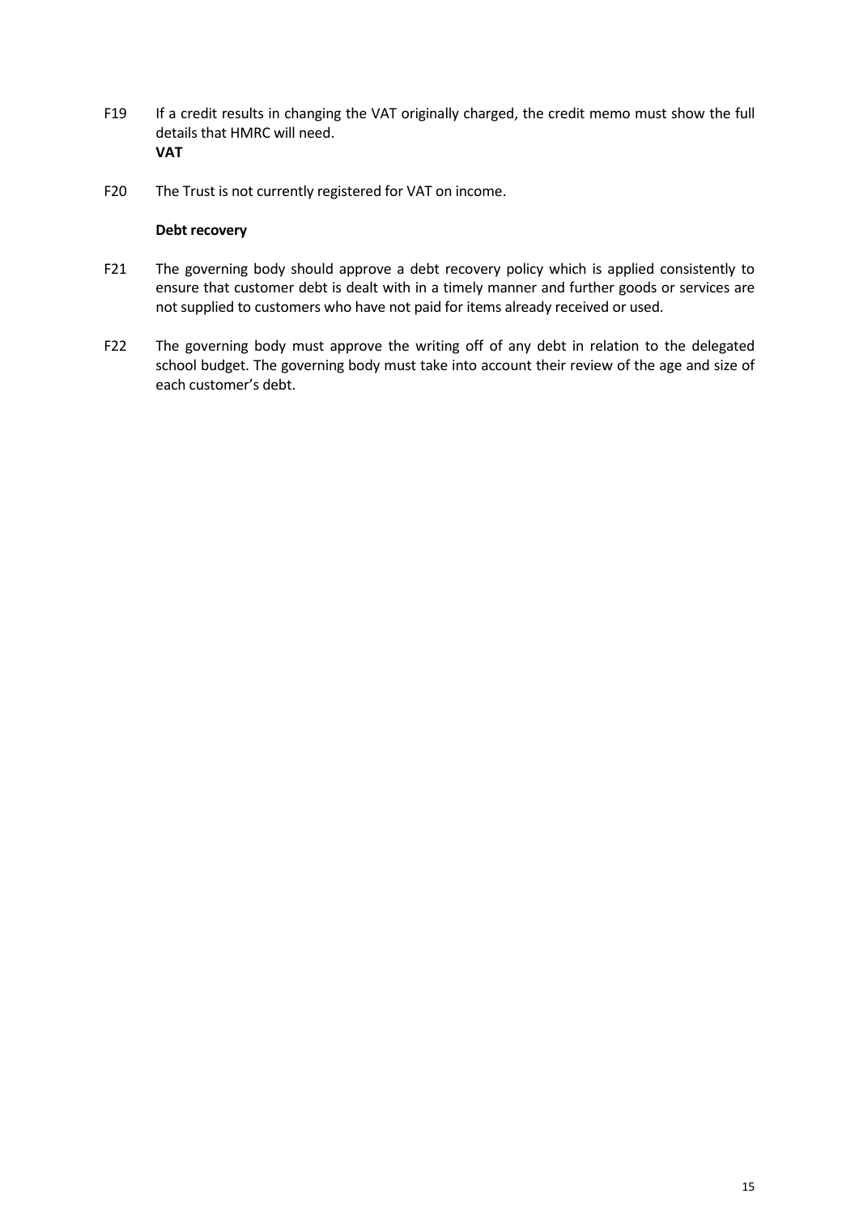F19 If a credit results in changing the VAT originally charged, the credit memo must show the full details that HMRC will need.

**VAT**

F20 The Trust is not currently registered for VAT on income.

**Debt recovery**

F21 The governing body should approve a debt recovery policy which is applied consistently to ensure that customer debt is dealt with in a timely manner and further goods or services are not supplied to customers who have not paid for items already received or used.

F22 The governing body must approve the writing off of any debt in relation to the delegated school budget. The governing body must take into account their review of the age and size of each customer's debt.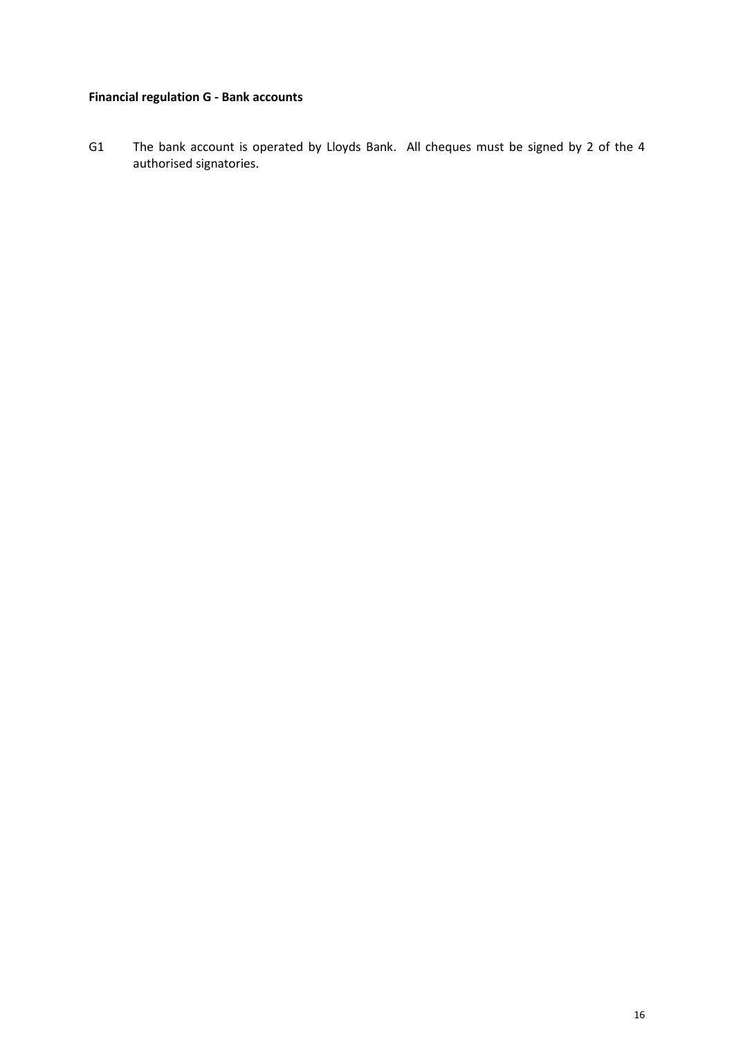**Financial regulation G - Bank accounts**

G1 The bank account is operated by Lloyds Bank. All cheques must be signed by 2 of the 4 authorised signatories.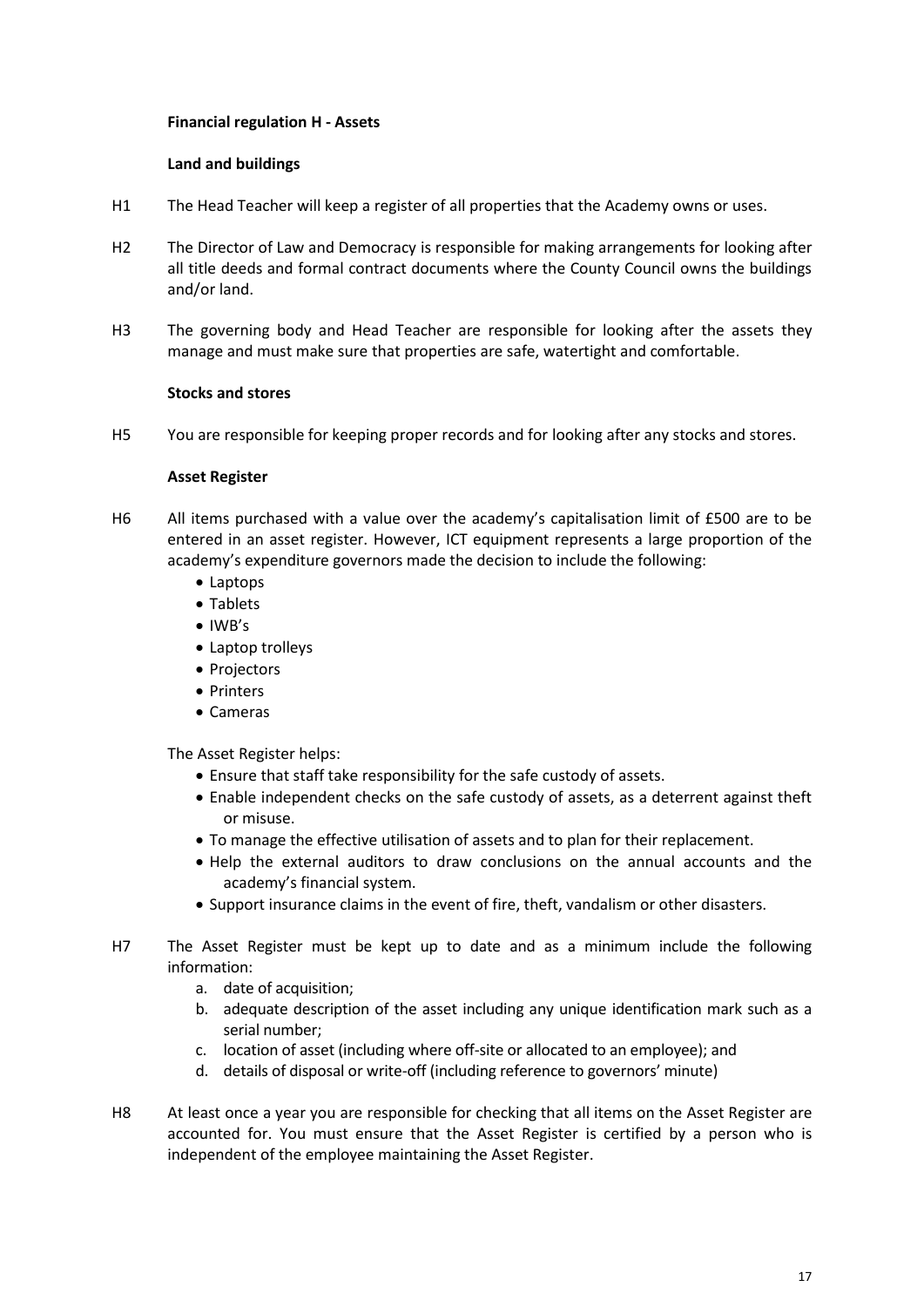### Financial regulation H - Assets

#### Land and buildings

H1 The Head Teacher will keep a register of all properties that the Academy owns or uses.

H2 The Director of Law and Democracy is responsible for making arrangements for looking after all title deeds and formal contract documents where the County Council owns the buildings and/or land.

H3 The governing body and Head Teacher are responsible for looking after the assets they manage and must make sure that properties are safe, watertight and comfortable.

#### Stocks and stores

H5 You are responsible for keeping proper records and for looking after any stocks and stores.

#### Asset Register

H6 All items purchased with a value over the academy's capitalisation limit of £500 are to be entered in an asset register. However, ICT equipment represents a large proportion of the academy's expenditure governors made the decision to include the following:

- Laptops
- Tablets
- IWB's
- Laptop trolleys
- Projectors
- Printers
- Cameras

The Asset Register helps:

- Ensure that staff take responsibility for the safe custody of assets.
- Enable independent checks on the safe custody of assets, as a deterrent against theft or misuse.
- To manage the effective utilisation of assets and to plan for their replacement.
- Help the external auditors to draw conclusions on the annual accounts and the academy's financial system.
- Support insurance claims in the event of fire, theft, vandalism or other disasters.

H7 The Asset Register must be kept up to date and as a minimum include the following information:

a. date of acquisition;
b. adequate description of the asset including any unique identification mark such as a serial number;
c. location of asset (including where off-site or allocated to an employee); and
d. details of disposal or write-off (including reference to governors' minute)

H8 At least once a year you are responsible for checking that all items on the Asset Register are accounted for. You must ensure that the Asset Register is certified by a person who is independent of the employee maintaining the Asset Register.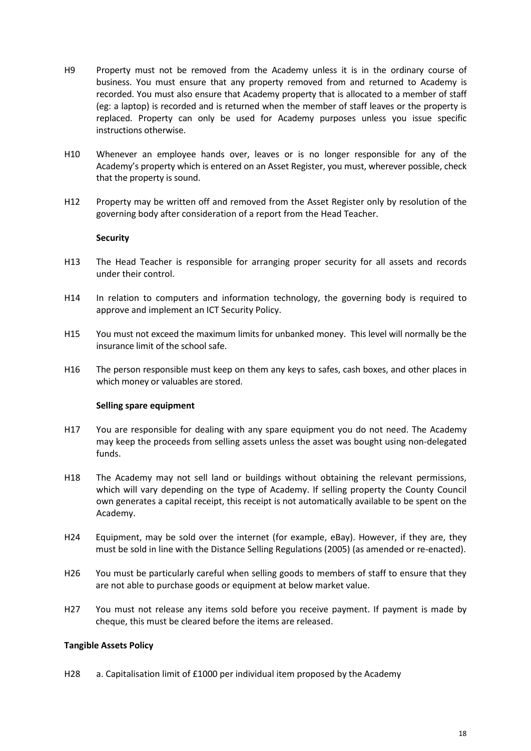H9 Property must not be removed from the Academy unless it is in the ordinary course of business. You must ensure that any property removed from and returned to Academy is recorded. You must also ensure that Academy property that is allocated to a member of staff (eg: a laptop) is recorded and is returned when the member of staff leaves or the property is replaced. Property can only be used for Academy purposes unless you issue specific instructions otherwise.

H10 Whenever an employee hands over, leaves or is no longer responsible for any of the Academy's property which is entered on an Asset Register, you must, wherever possible, check that the property is sound.

H12 Property may be written off and removed from the Asset Register only by resolution of the governing body after consideration of a report from the Head Teacher.

**Security**

H13 The Head Teacher is responsible for arranging proper security for all assets and records under their control.

H14 In relation to computers and information technology, the governing body is required to approve and implement an ICT Security Policy.

H15 You must not exceed the maximum limits for unbanked money. This level will normally be the insurance limit of the school safe.

H16 The person responsible must keep on them any keys to safes, cash boxes, and other places in which money or valuables are stored.

**Selling spare equipment**

H17 You are responsible for dealing with any spare equipment you do not need. The Academy may keep the proceeds from selling assets unless the asset was bought using non-delegated funds.

H18 The Academy may not sell land or buildings without obtaining the relevant permissions, which will vary depending on the type of Academy. If selling property the County Council own generates a capital receipt, this receipt is not automatically available to be spent on the Academy.

H24 Equipment, may be sold over the internet (for example, eBay). However, if they are, they must be sold in line with the Distance Selling Regulations (2005) (as amended or re-enacted).

H26 You must be particularly careful when selling goods to members of staff to ensure that they are not able to purchase goods or equipment at below market value.

H27 You must not release any items sold before you receive payment. If payment is made by cheque, this must be cleared before the items are released.

**Tangible Assets Policy**

H28 a. Capitalisation limit of £1000 per individual item proposed by the Academy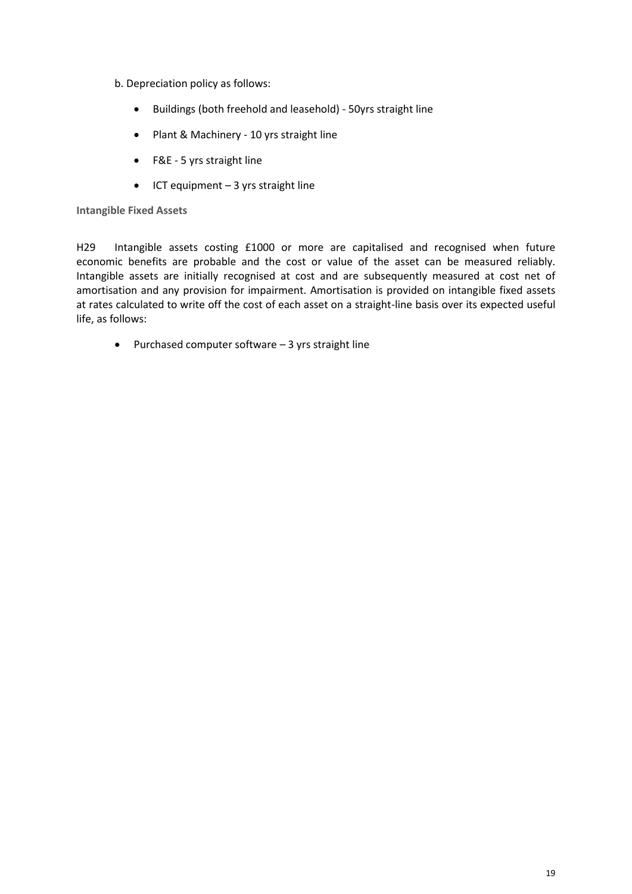b. Depreciation policy as follows:

- Buildings (both freehold and leasehold) - 50yrs straight line
- Plant & Machinery - 10 yrs straight line
- F&E - 5 yrs straight line
- ICT equipment – 3 yrs straight line

**Intangible Fixed Assets**

H29 Intangible assets costing £1000 or more are capitalised and recognised when future economic benefits are probable and the cost or value of the asset can be measured reliably. Intangible assets are initially recognised at cost and are subsequently measured at cost net of amortisation and any provision for impairment. Amortisation is provided on intangible fixed assets at rates calculated to write off the cost of each asset on a straight-line basis over its expected useful life, as follows:

- Purchased computer software – 3 yrs straight line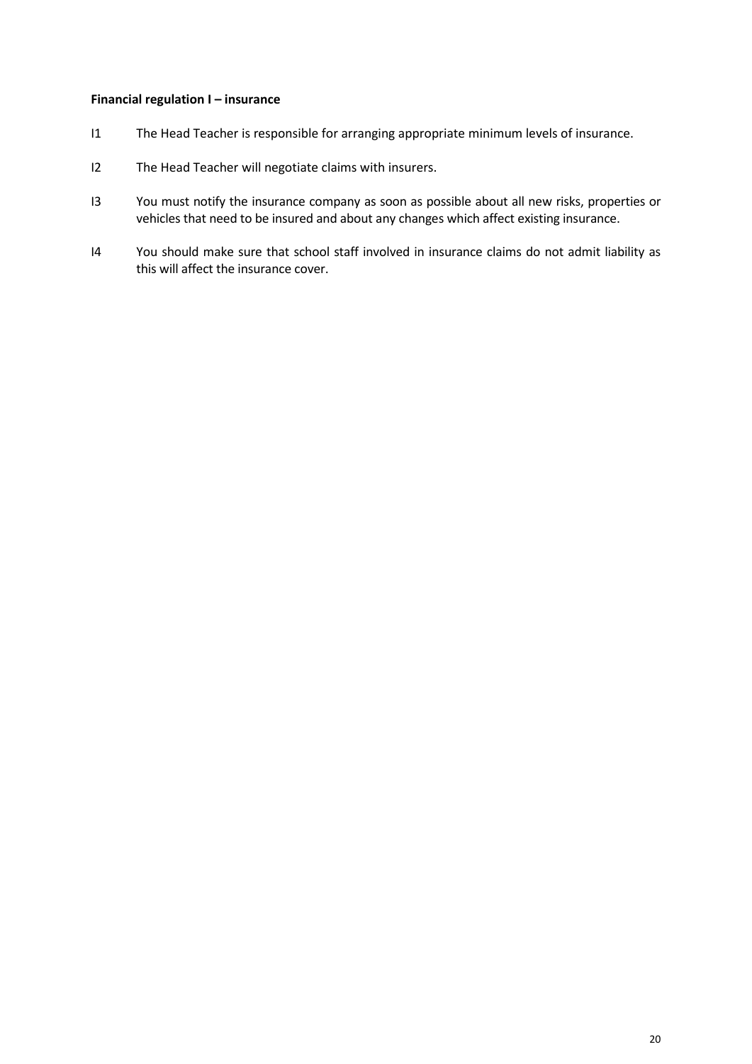**Financial regulation I – insurance**

I1 The Head Teacher is responsible for arranging appropriate minimum levels of insurance.

I2 The Head Teacher will negotiate claims with insurers.

I3 You must notify the insurance company as soon as possible about all new risks, properties or vehicles that need to be insured and about any changes which affect existing insurance.

I4 You should make sure that school staff involved in insurance claims do not admit liability as this will affect the insurance cover.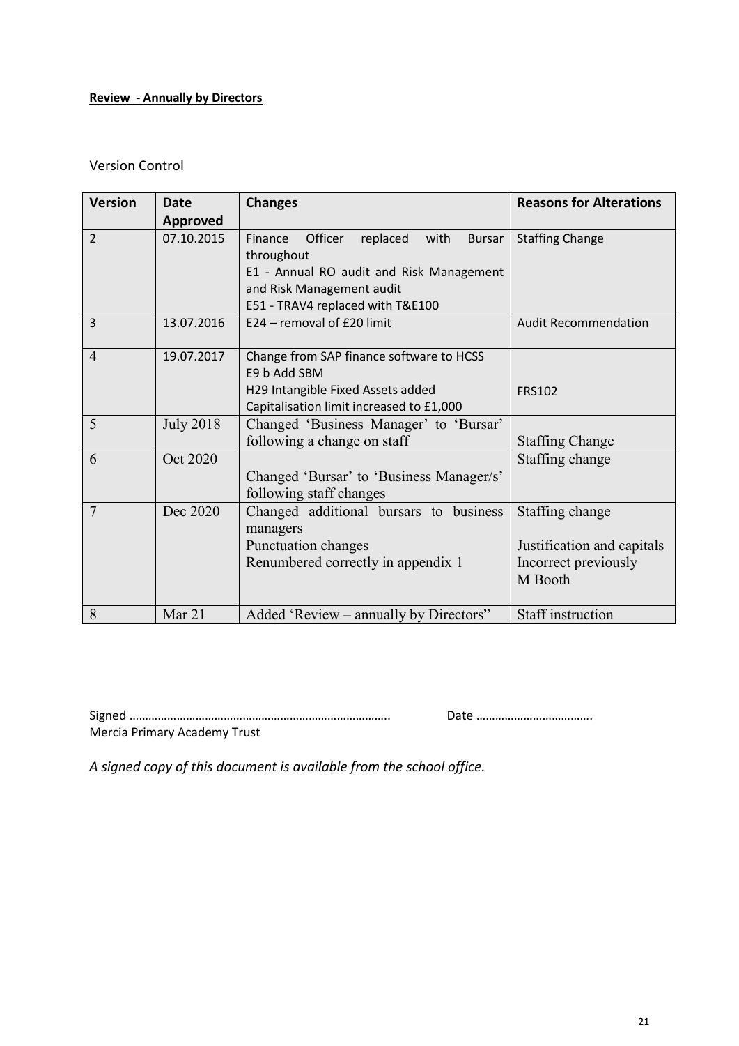**Review - Annually by Directors**

Version Control

| Version | Date Approved | Changes | Reasons for Alterations |
|---|---|---|---|
| 2 | 07.10.2015 | Finance Officer replaced with Bursar throughout<br>E1 - Annual RO audit and Risk Management and Risk Management audit<br>E51 - TRAV4 replaced with T&E100 | Staffing Change |
| 3 | 13.07.2016 | E24 – removal of £20 limit | Audit Recommendation |
| 4 | 19.07.2017 | Change from SAP finance software to HCSS<br>E9 b Add SBM<br>H29 Intangible Fixed Assets added<br>Capitalisation limit increased to £1,000 | FRS102 |
| 5 | July 2018 | Changed 'Business Manager' to 'Bursar' following a change on staff | Staffing Change |
| 6 | Oct 2020 | Changed 'Bursar' to 'Business Manager/s' following staff changes | Staffing change |
| 7 | Dec 2020 | Changed additional bursars to business managers<br>Punctuation changes<br>Renumbered correctly in appendix 1 | Staffing change<br>Justification and capitals<br>Incorrect previously<br>M Booth |
| 8 | Mar 21 | Added 'Review – annually by Directors" | Staff instruction |

Signed ……………………………………………………………………….. Date ………………………………..

Mercia Primary Academy Trust

*A signed copy of this document is available from the school office.*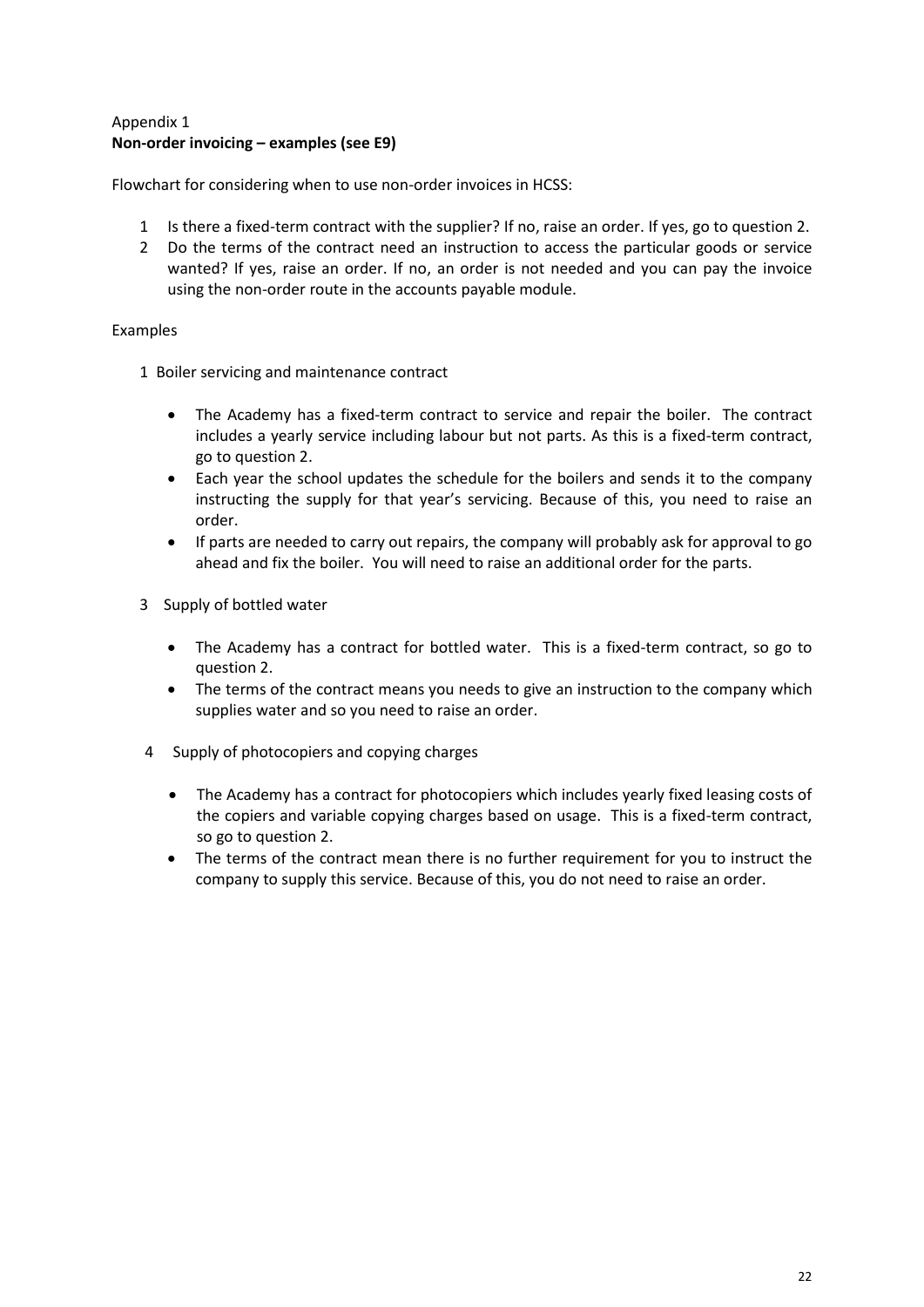Appendix 1

**Non-order invoicing – examples (see E9)**

Flowchart for considering when to use non-order invoices in HCSS:

1. Is there a fixed-term contract with the supplier? If no, raise an order. If yes, go to question 2.
2. Do the terms of the contract need an instruction to access the particular goods or service wanted? If yes, raise an order. If no, an order is not needed and you can pay the invoice using the non-order route in the accounts payable module.

Examples

1 Boiler servicing and maintenance contract

- The Academy has a fixed-term contract to service and repair the boiler. The contract includes a yearly service including labour but not parts. As this is a fixed-term contract, go to question 2.
- Each year the school updates the schedule for the boilers and sends it to the company instructing the supply for that year's servicing. Because of this, you need to raise an order.
- If parts are needed to carry out repairs, the company will probably ask for approval to go ahead and fix the boiler. You will need to raise an additional order for the parts.

3 Supply of bottled water

- The Academy has a contract for bottled water. This is a fixed-term contract, so go to question 2.
- The terms of the contract means you needs to give an instruction to the company which supplies water and so you need to raise an order.

4 Supply of photocopiers and copying charges

- The Academy has a contract for photocopiers which includes yearly fixed leasing costs of the copiers and variable copying charges based on usage. This is a fixed-term contract, so go to question 2.
- The terms of the contract mean there is no further requirement for you to instruct the company to supply this service. Because of this, you do not need to raise an order.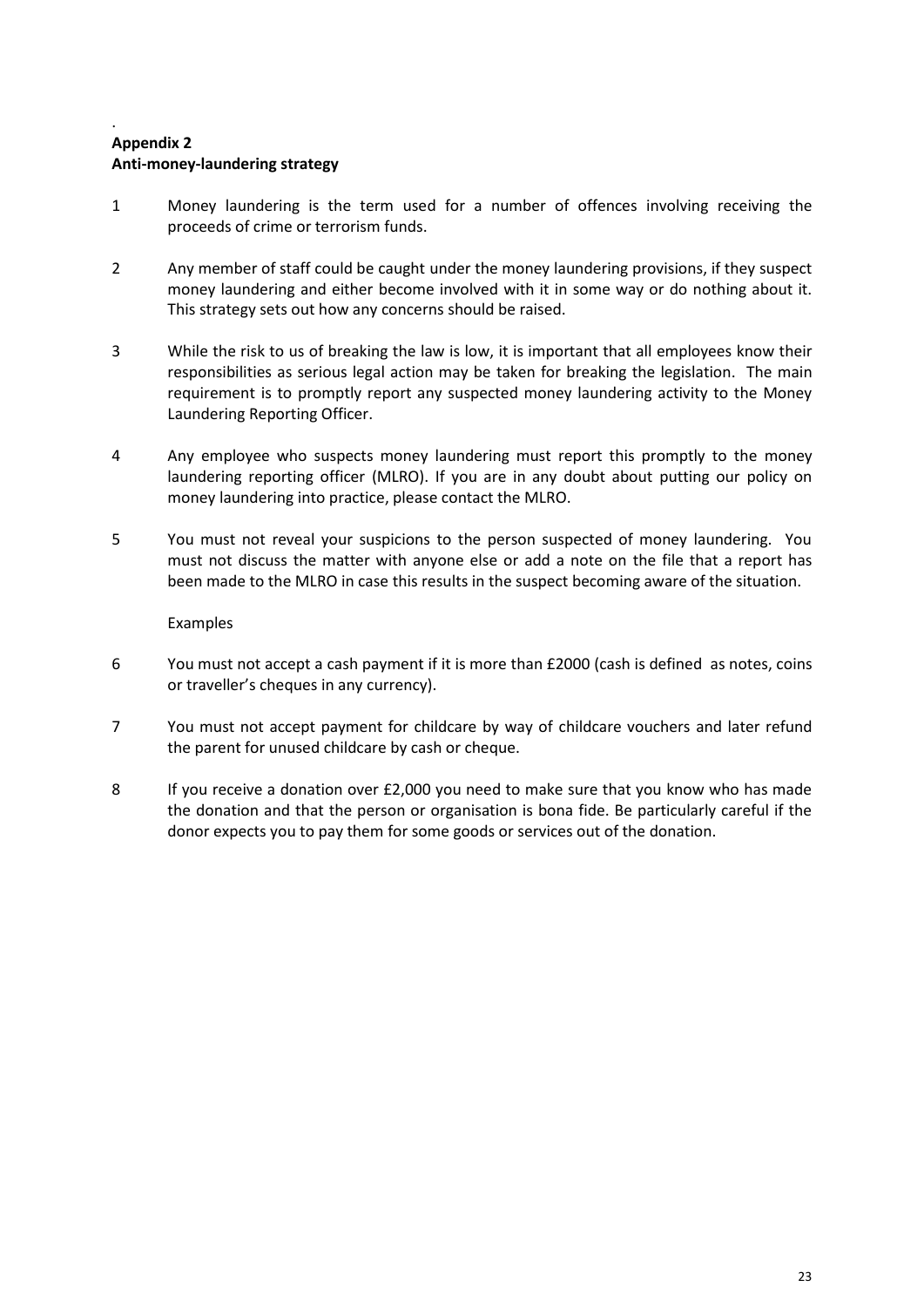.

**Appendix 2**
**Anti-money-laundering strategy**

1 Money laundering is the term used for a number of offences involving receiving the proceeds of crime or terrorism funds.

2 Any member of staff could be caught under the money laundering provisions, if they suspect money laundering and either become involved with it in some way or do nothing about it. This strategy sets out how any concerns should be raised.

3 While the risk to us of breaking the law is low, it is important that all employees know their responsibilities as serious legal action may be taken for breaking the legislation. The main requirement is to promptly report any suspected money laundering activity to the Money Laundering Reporting Officer.

4 Any employee who suspects money laundering must report this promptly to the money laundering reporting officer (MLRO). If you are in any doubt about putting our policy on money laundering into practice, please contact the MLRO.

5 You must not reveal your suspicions to the person suspected of money laundering. You must not discuss the matter with anyone else or add a note on the file that a report has been made to the MLRO in case this results in the suspect becoming aware of the situation.

Examples

6 You must not accept a cash payment if it is more than £2000 (cash is defined as notes, coins or traveller's cheques in any currency).

7 You must not accept payment for childcare by way of childcare vouchers and later refund the parent for unused childcare by cash or cheque.

8 If you receive a donation over £2,000 you need to make sure that you know who has made the donation and that the person or organisation is bona fide. Be particularly careful if the donor expects you to pay them for some goods or services out of the donation.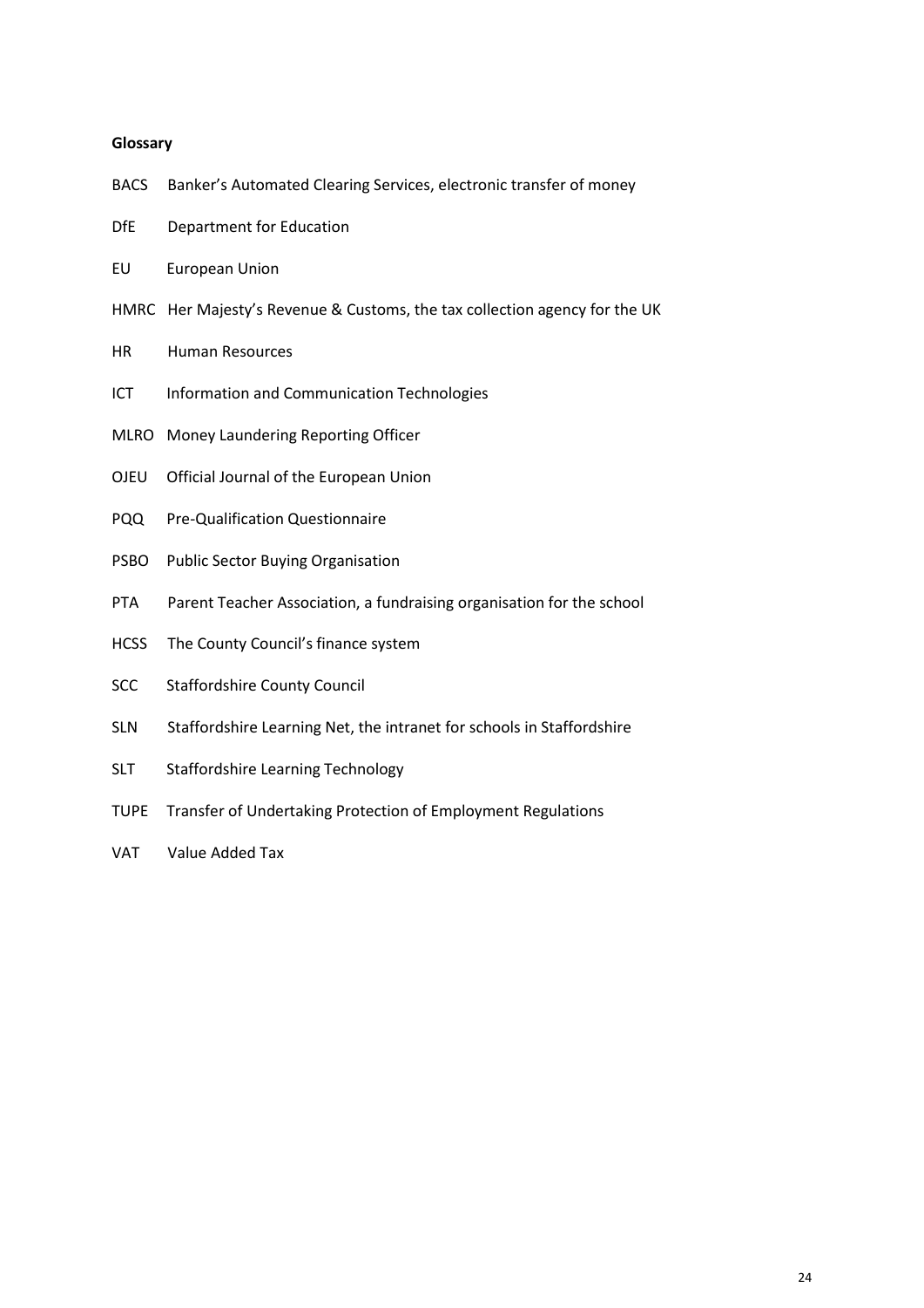**Glossary**

BACS Banker's Automated Clearing Services, electronic transfer of money

DfE Department for Education

EU European Union

HMRC Her Majesty's Revenue & Customs, the tax collection agency for the UK

HR Human Resources

ICT Information and Communication Technologies

MLRO Money Laundering Reporting Officer

OJEU Official Journal of the European Union

PQQ Pre-Qualification Questionnaire

PSBO Public Sector Buying Organisation

PTA Parent Teacher Association, a fundraising organisation for the school

HCSS The County Council's finance system

SCC Staffordshire County Council

SLN Staffordshire Learning Net, the intranet for schools in Staffordshire

SLT Staffordshire Learning Technology

TUPE Transfer of Undertaking Protection of Employment Regulations

VAT Value Added Tax